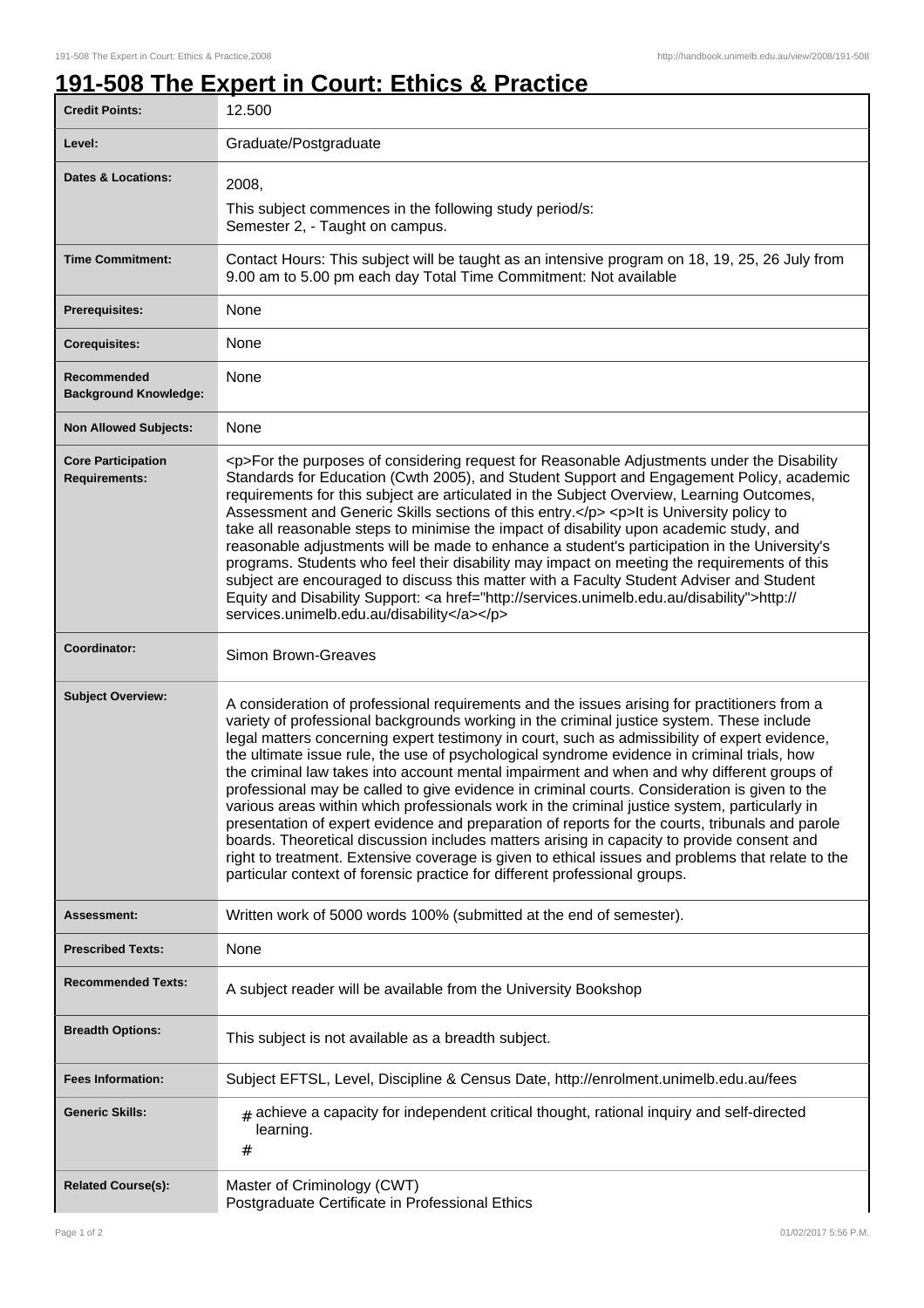# 191-508 The Expert in Court: Ethics & Practice

| | |
|---|---|
| **Credit Points:** | 12.500 |
| **Level:** | Graduate/Postgraduate |
| **Dates & Locations:** | 2008,<br>This subject commences in the following study period/s:<br>Semester 2, - Taught on campus. |
| **Time Commitment:** | Contact Hours: This subject will be taught as an intensive program on 18, 19, 25, 26 July from 9.00 am to 5.00 pm each day Total Time Commitment: Not available |
| **Prerequisites:** | None |
| **Corequisites:** | None |
| **Recommended Background Knowledge:** | None |
| **Non Allowed Subjects:** | None |
| **Core Participation Requirements:** | <p>For the purposes of considering request for Reasonable Adjustments under the Disability Standards for Education (Cwth 2005), and Student Support and Engagement Policy, academic requirements for this subject are articulated in the Subject Overview, Learning Outcomes, Assessment and Generic Skills sections of this entry.</p> <p>It is University policy to take all reasonable steps to minimise the impact of disability upon academic study, and reasonable adjustments will be made to enhance a student's participation in the University's programs. Students who feel their disability may impact on meeting the requirements of this subject are encouraged to discuss this matter with a Faculty Student Adviser and Student Equity and Disability Support: <a href="http://services.unimelb.edu.au/disability">http://services.unimelb.edu.au/disability</a></p> |
| **Coordinator:** | Simon Brown-Greaves |
| **Subject Overview:** | A consideration of professional requirements and the issues arising for practitioners from a variety of professional backgrounds working in the criminal justice system. These include legal matters concerning expert testimony in court, such as admissibility of expert evidence, the ultimate issue rule, the use of psychological syndrome evidence in criminal trials, how the criminal law takes into account mental impairment and when and why different groups of professional may be called to give evidence in criminal courts. Consideration is given to the various areas within which professionals work in the criminal justice system, particularly in presentation of expert evidence and preparation of reports for the courts, tribunals and parole boards. Theoretical discussion includes matters arising in capacity to provide consent and right to treatment. Extensive coverage is given to ethical issues and problems that relate to the particular context of forensic practice for different professional groups. |
| **Assessment:** | Written work of 5000 words 100% (submitted at the end of semester). |
| **Prescribed Texts:** | None |
| **Recommended Texts:** | A subject reader will be available from the University Bookshop |
| **Breadth Options:** | This subject is not available as a breadth subject. |
| **Fees Information:** | Subject EFTSL, Level, Discipline & Census Date, http://enrolment.unimelb.edu.au/fees |
| **Generic Skills:** | # achieve a capacity for independent critical thought, rational inquiry and self-directed learning.<br># |
| **Related Course(s):** | Master of Criminology (CWT)<br>Postgraduate Certificate in Professional Ethics |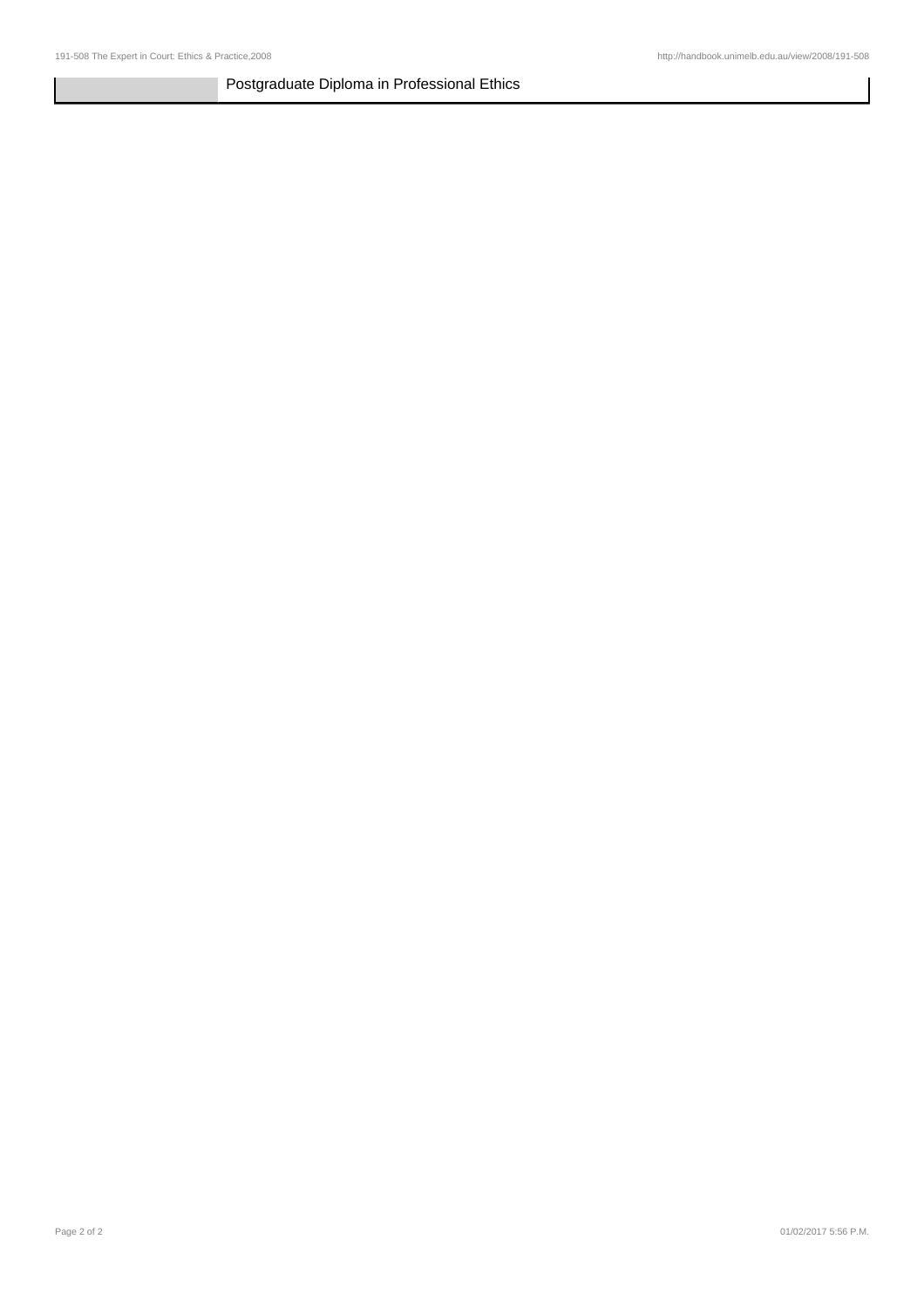| | |
| --- | --- |
| | Postgraduate Diploma in Professional Ethics |